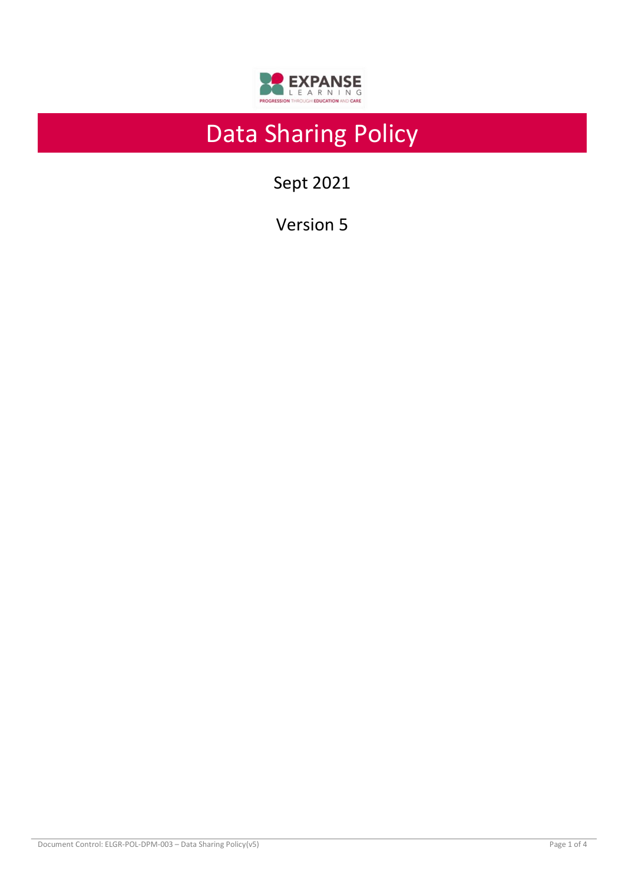# Data Sharing Policy

Sept 2021

Version 5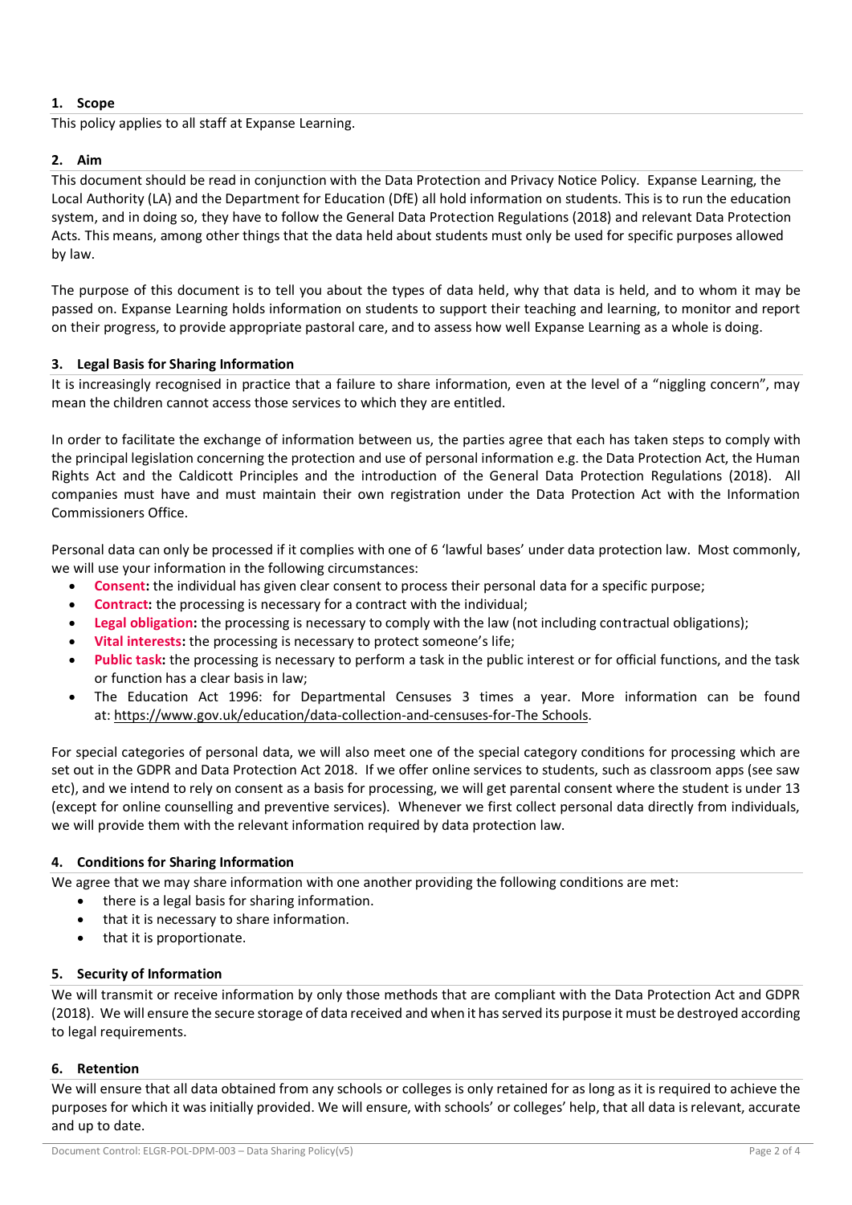## 1. Scope

This policy applies to all staff at Expanse Learning.

## 2. Aim

This document should be read in conjunction with the Data Protection and Privacy Notice Policy. Expanse Learning, the Local Authority (LA) and the Department for Education (DfE) all hold information on students. This is to run the education system, and in doing so, they have to follow the General Data Protection Regulations (2018) and relevant Data Protection Acts. This means, among other things that the data held about students must only be used for specific purposes allowed by law.

The purpose of this document is to tell you about the types of data held, why that data is held, and to whom it may be passed on. Expanse Learning holds information on students to support their teaching and learning, to monitor and report on their progress, to provide appropriate pastoral care, and to assess how well Expanse Learning as a whole is doing.

## 3. Legal Basis for Sharing Information

It is increasingly recognised in practice that a failure to share information, even at the level of a "niggling concern", may mean the children cannot access those services to which they are entitled.

In order to facilitate the exchange of information between us, the parties agree that each has taken steps to comply with the principal legislation concerning the protection and use of personal information e.g. the Data Protection Act, the Human Rights Act and the Caldicott Principles and the introduction of the General Data Protection Regulations (2018). All companies must have and must maintain their own registration under the Data Protection Act with the Information Commissioners Office.

Personal data can only be processed if it complies with one of 6 'lawful bases' under data protection law. Most commonly, we will use your information in the following circumstances:

- **Consent:** the individual has given clear consent to process their personal data for a specific purpose;
- **Contract:** the processing is necessary for a contract with the individual;
- **Legal obligation:** the processing is necessary to comply with the law (not including contractual obligations);
- **Vital interests:** the processing is necessary to protect someone's life;
- **Public task:** the processing is necessary to perform a task in the public interest or for official functions, and the task or function has a clear basis in law;
- The Education Act 1996: for Departmental Censuses 3 times a year. More information can be found at: https://www.gov.uk/education/data-collection-and-censuses-for-The Schools.

For special categories of personal data, we will also meet one of the special category conditions for processing which are set out in the GDPR and Data Protection Act 2018. If we offer online services to students, such as classroom apps (see saw etc), and we intend to rely on consent as a basis for processing, we will get parental consent where the student is under 13 (except for online counselling and preventive services). Whenever we first collect personal data directly from individuals, we will provide them with the relevant information required by data protection law.

## 4. Conditions for Sharing Information

We agree that we may share information with one another providing the following conditions are met:

- there is a legal basis for sharing information.
- that it is necessary to share information.
- that it is proportionate.

## 5. Security of Information

We will transmit or receive information by only those methods that are compliant with the Data Protection Act and GDPR (2018). We will ensure the secure storage of data received and when it has served its purpose it must be destroyed according to legal requirements.

## 6. Retention

We will ensure that all data obtained from any schools or colleges is only retained for as long as it is required to achieve the purposes for which it was initially provided. We will ensure, with schools' or colleges' help, that all data is relevant, accurate and up to date.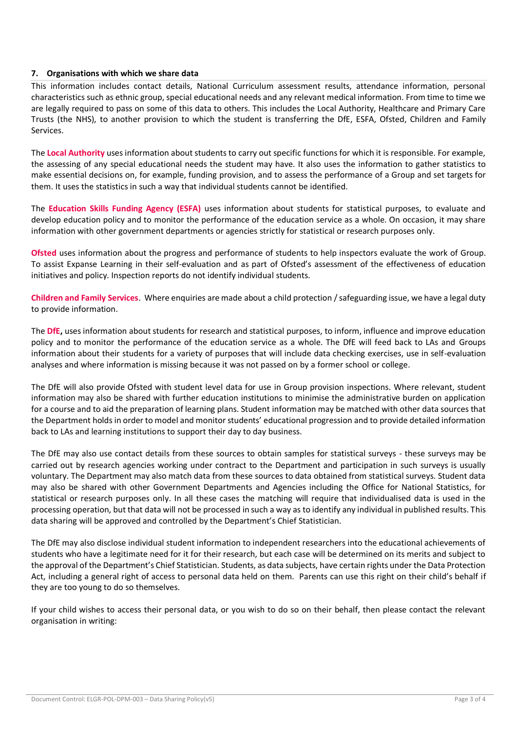## 7. Organisations with which we share data

This information includes contact details, National Curriculum assessment results, attendance information, personal characteristics such as ethnic group, special educational needs and any relevant medical information. From time to time we are legally required to pass on some of this data to others. This includes the Local Authority, Healthcare and Primary Care Trusts (the NHS), to another provision to which the student is transferring the DfE, ESFA, Ofsted, Children and Family Services.

The **Local Authority** uses information about students to carry out specific functions for which it is responsible. For example, the assessing of any special educational needs the student may have. It also uses the information to gather statistics to make essential decisions on, for example, funding provision, and to assess the performance of a Group and set targets for them. It uses the statistics in such a way that individual students cannot be identified.

The **Education Skills Funding Agency (ESFA)** uses information about students for statistical purposes, to evaluate and develop education policy and to monitor the performance of the education service as a whole. On occasion, it may share information with other government departments or agencies strictly for statistical or research purposes only.

**Ofsted** uses information about the progress and performance of students to help inspectors evaluate the work of Group. To assist Expanse Learning in their self-evaluation and as part of Ofsted's assessment of the effectiveness of education initiatives and policy. Inspection reports do not identify individual students.

**Children and Family Services**. Where enquiries are made about a child protection / safeguarding issue, we have a legal duty to provide information.

The **DfE,** uses information about students for research and statistical purposes, to inform, influence and improve education policy and to monitor the performance of the education service as a whole. The DfE will feed back to LAs and Groups information about their students for a variety of purposes that will include data checking exercises, use in self-evaluation analyses and where information is missing because it was not passed on by a former school or college.

The DfE will also provide Ofsted with student level data for use in Group provision inspections. Where relevant, student information may also be shared with further education institutions to minimise the administrative burden on application for a course and to aid the preparation of learning plans. Student information may be matched with other data sources that the Department holds in order to model and monitor students' educational progression and to provide detailed information back to LAs and learning institutions to support their day to day business.

The DfE may also use contact details from these sources to obtain samples for statistical surveys - these surveys may be carried out by research agencies working under contract to the Department and participation in such surveys is usually voluntary. The Department may also match data from these sources to data obtained from statistical surveys. Student data may also be shared with other Government Departments and Agencies including the Office for National Statistics, for statistical or research purposes only. In all these cases the matching will require that individualised data is used in the processing operation, but that data will not be processed in such a way as to identify any individual in published results. This data sharing will be approved and controlled by the Department's Chief Statistician.

The DfE may also disclose individual student information to independent researchers into the educational achievements of students who have a legitimate need for it for their research, but each case will be determined on its merits and subject to the approval of the Department's Chief Statistician. Students, as data subjects, have certain rights under the Data Protection Act, including a general right of access to personal data held on them. Parents can use this right on their child's behalf if they are too young to do so themselves.

If your child wishes to access their personal data, or you wish to do so on their behalf, then please contact the relevant organisation in writing: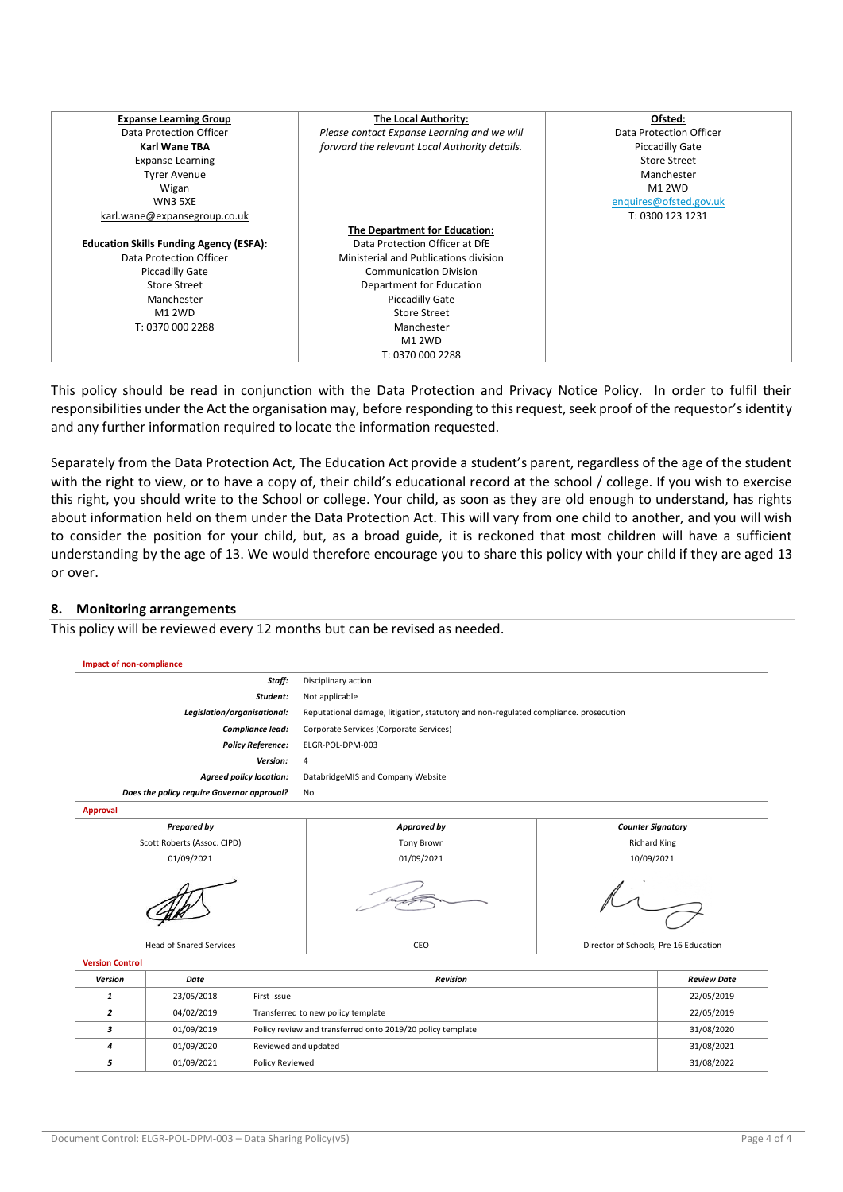| Expanse Learning Group | The Local Authority: | Ofsted: |
|---|---|---|
| Data Protection Officer<br>**Karl Wane TBA**<br>Expanse Learning<br>Tyrer Avenue<br>Wigan<br>WN3 5XE<br>karl.wane@expansegroup.co.uk | *Please contact Expanse Learning and we will forward the relevant Local Authority details.* | Data Protection Officer<br>Piccadilly Gate<br>Store Street<br>Manchester<br>M1 2WD<br>enquires@ofsted.gov.uk<br>T: 0300 123 1231 |
| **Education Skills Funding Agency (ESFA):**<br>Data Protection Officer<br>Piccadilly Gate<br>Store Street<br>Manchester<br>M1 2WD<br>T: 0370 000 2288 | **The Department for Education:**<br>Data Protection Officer at DfE<br>Ministerial and Publications division<br>Communication Division<br>Department for Education<br>Piccadilly Gate<br>Store Street<br>Manchester<br>M1 2WD<br>T: 0370 000 2288 | |

This policy should be read in conjunction with the Data Protection and Privacy Notice Policy. In order to fulfil their responsibilities under the Act the organisation may, before responding to this request, seek proof of the requestor's identity and any further information required to locate the information requested.

Separately from the Data Protection Act, The Education Act provide a student's parent, regardless of the age of the student with the right to view, or to have a copy of, their child's educational record at the school / college. If you wish to exercise this right, you should write to the School or college. Your child, as soon as they are old enough to understand, has rights about information held on them under the Data Protection Act. This will vary from one child to another, and you will wish to consider the position for your child, but, as a broad guide, it is reckoned that most children will have a sufficient understanding by the age of 13. We would therefore encourage you to share this policy with your child if they are aged 13 or over.

## 8. Monitoring arrangements

This policy will be reviewed every 12 months but can be revised as needed.

**Impact of non-compliance**

| | |
|---|---|
| ***Staff:*** | Disciplinary action |
| ***Student:*** | Not applicable |
| ***Legislation/organisational:*** | Reputational damage, litigation, statutory and non-regulated compliance. prosecution |
| ***Compliance lead:*** | Corporate Services (Corporate Services) |
| ***Policy Reference:*** | ELGR-POL-DPM-003 |
| ***Version:*** | 4 |
| ***Agreed policy location:*** | DatabridgeMIS and Company Website |
| ***Does the policy require Governor approval?*** | No |

**Approval**

| ***Prepared by*** | ***Approved by*** | ***Counter Signatory*** |
|---|---|---|
| Scott Roberts (Assoc. CIPD) | Tony Brown | Richard King |
| 01/09/2021 | 01/09/2021 | 10/09/2021 |
| Head of Snared Services | CEO | Director of Schools, Pre 16 Education |

**Version Control**

| ***Version*** | ***Date*** | ***Revision*** | ***Review Date*** |
|---|---|---|---|
| ***1*** | 23/05/2018 | First Issue | 22/05/2019 |
| ***2*** | 04/02/2019 | Transferred to new policy template | 22/05/2019 |
| ***3*** | 01/09/2019 | Policy review and transferred onto 2019/20 policy template | 31/08/2020 |
| ***4*** | 01/09/2020 | Reviewed and updated | 31/08/2021 |
| ***5*** | 01/09/2021 | Policy Reviewed | 31/08/2022 |